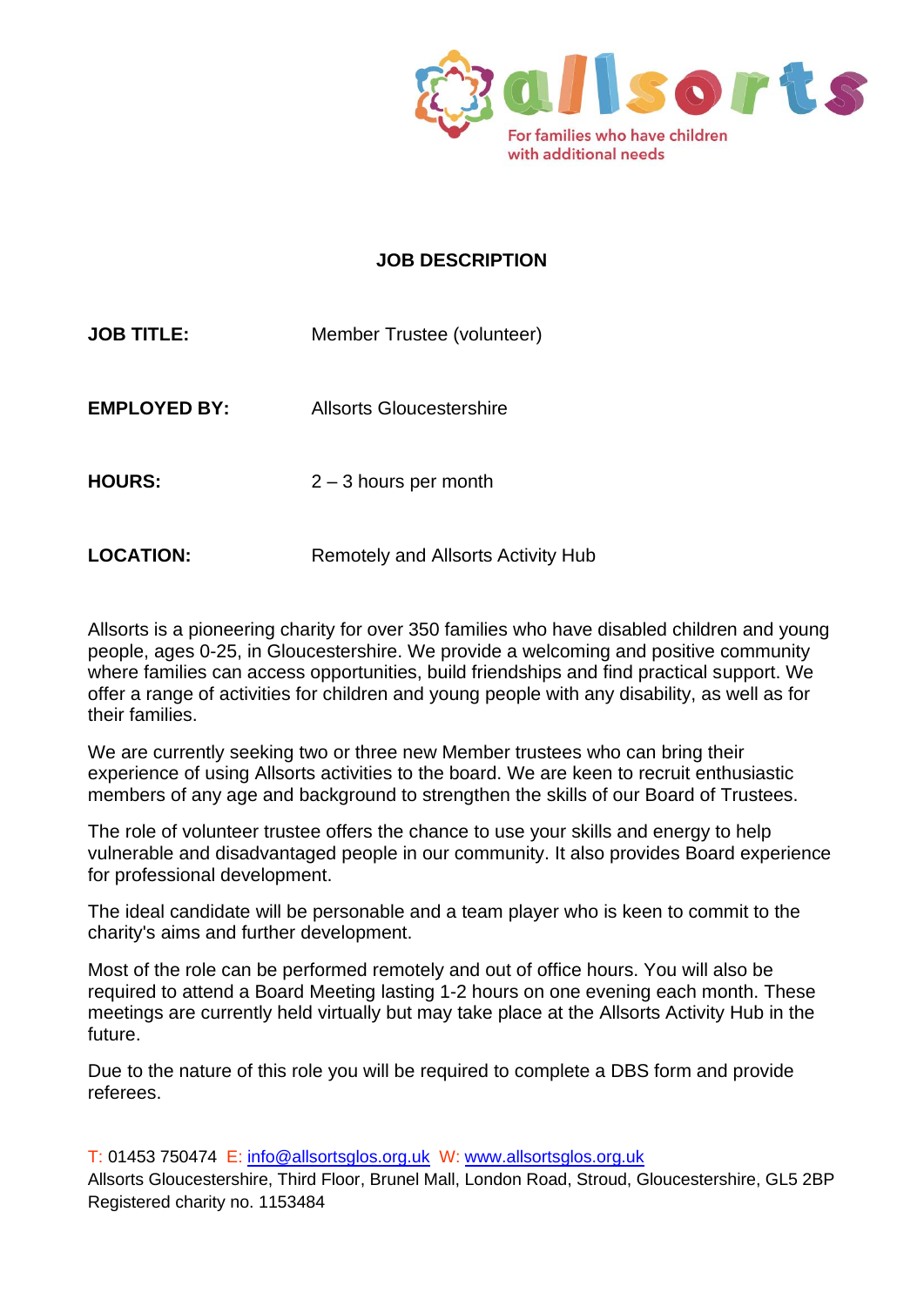allsorts

For families who have children with additional needs

# JOB DESCRIPTION

**JOB TITLE:** Member Trustee (volunteer)

**EMPLOYED BY:** Allsorts Gloucestershire

**HOURS:** 2 – 3 hours per month

**LOCATION:** Remotely and Allsorts Activity Hub

Allsorts is a pioneering charity for over 350 families who have disabled children and young people, ages 0-25, in Gloucestershire. We provide a welcoming and positive community where families can access opportunities, build friendships and find practical support. We offer a range of activities for children and young people with any disability, as well as for their families.

We are currently seeking two or three new Member trustees who can bring their experience of using Allsorts activities to the board. We are keen to recruit enthusiastic members of any age and background to strengthen the skills of our Board of Trustees.

The role of volunteer trustee offers the chance to use your skills and energy to help vulnerable and disadvantaged people in our community. It also provides Board experience for professional development.

The ideal candidate will be personable and a team player who is keen to commit to the charity's aims and further development.

Most of the role can be performed remotely and out of office hours. You will also be required to attend a Board Meeting lasting 1-2 hours on one evening each month. These meetings are currently held virtually but may take place at the Allsorts Activity Hub in the future.

Due to the nature of this role you will be required to complete a DBS form and provide referees.

T: 01453 750474 E: info@allsortsglos.org.uk W: www.allsortsglos.org.uk
Allsorts Gloucestershire, Third Floor, Brunel Mall, London Road, Stroud, Gloucestershire, GL5 2BP
Registered charity no. 1153484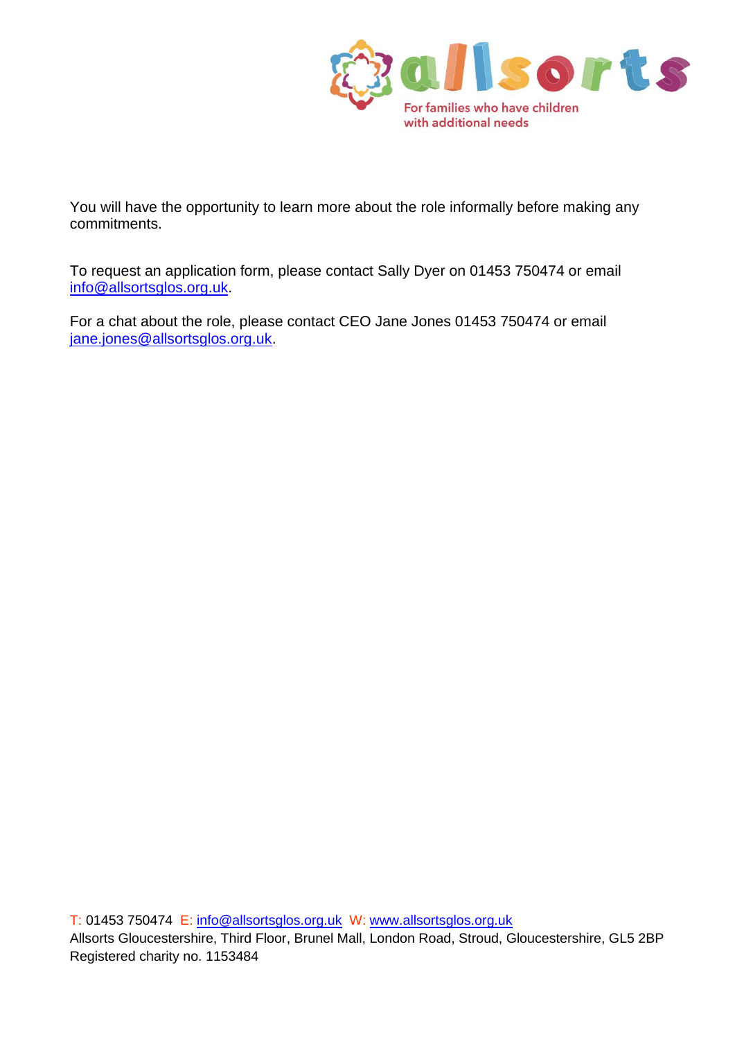You will have the opportunity to learn more about the role informally before making any commitments.

To request an application form, please contact Sally Dyer on 01453 750474 or email info@allsortsglos.org.uk.

For a chat about the role, please contact CEO Jane Jones 01453 750474 or email jane.jones@allsortsglos.org.uk.

T: 01453 750474 E: info@allsortsglos.org.uk W: www.allsortsglos.org.uk
Allsorts Gloucestershire, Third Floor, Brunel Mall, London Road, Stroud, Gloucestershire, GL5 2BP
Registered charity no. 1153484